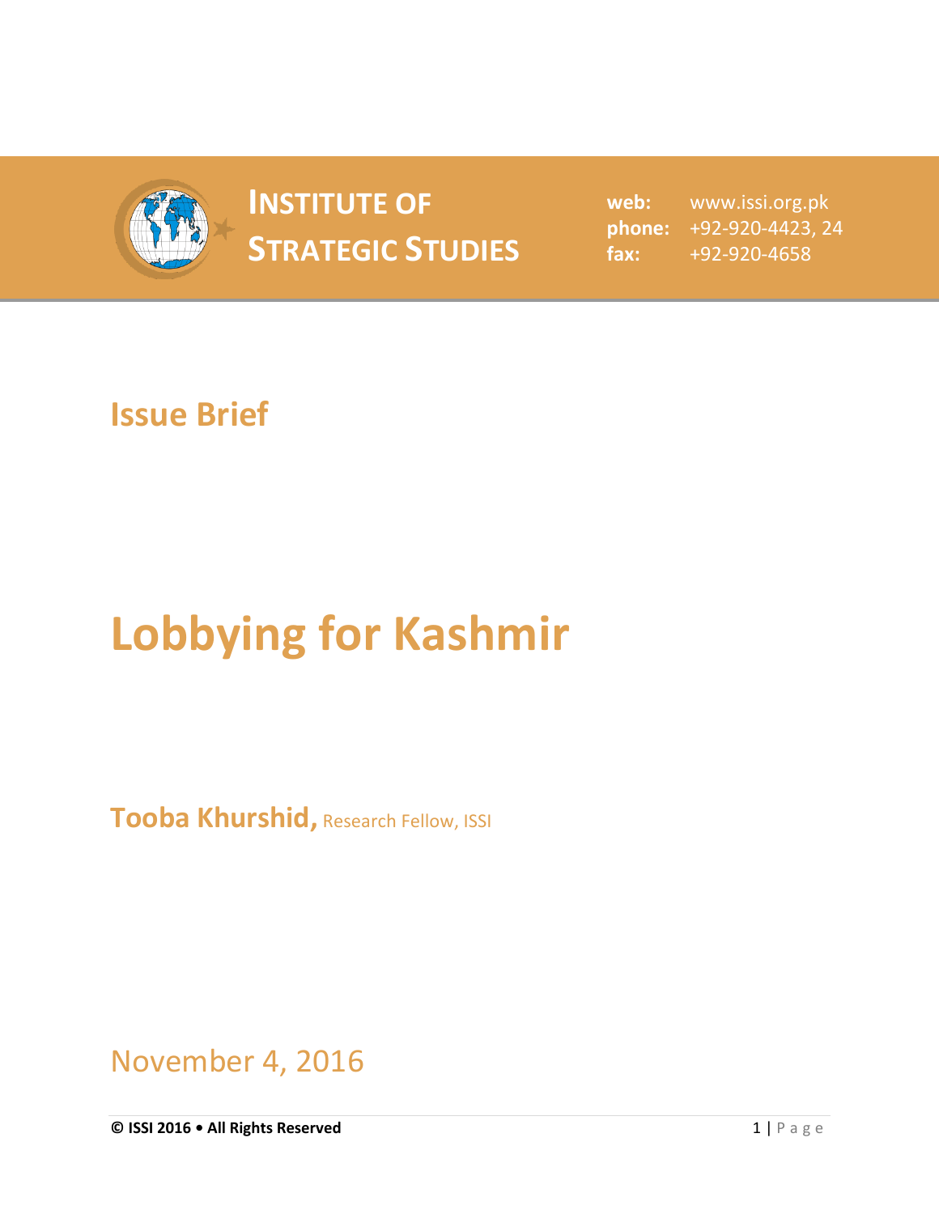**INSTITUTE OF STRATEGIC STUDIES**

**web:** www.issi.org.pk
**phone:** +92-920-4423, 24
**fax:** +92-920-4658

## Issue Brief

# Lobbying for Kashmir

**Tooba Khurshid,** Research Fellow, ISSI

November 4, 2016

**© ISSI 2016 • All Rights Reserved**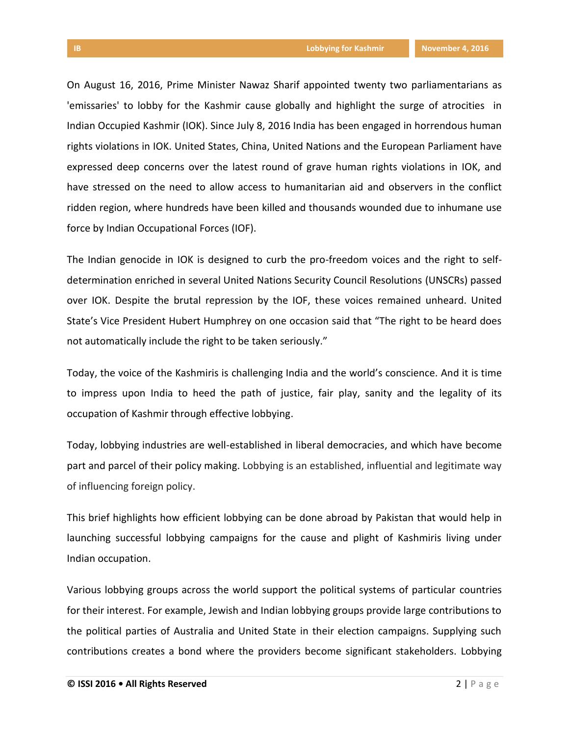On August 16, 2016, Prime Minister Nawaz Sharif appointed twenty two parliamentarians as 'emissaries' to lobby for the Kashmir cause globally and highlight the surge of atrocities in Indian Occupied Kashmir (IOK). Since July 8, 2016 India has been engaged in horrendous human rights violations in IOK. United States, China, United Nations and the European Parliament have expressed deep concerns over the latest round of grave human rights violations in IOK, and have stressed on the need to allow access to humanitarian aid and observers in the conflict ridden region, where hundreds have been killed and thousands wounded due to inhumane use force by Indian Occupational Forces (IOF).

The Indian genocide in IOK is designed to curb the pro-freedom voices and the right to self-determination enriched in several United Nations Security Council Resolutions (UNSCRs) passed over IOK. Despite the brutal repression by the IOF, these voices remained unheard. United State's Vice President Hubert Humphrey on one occasion said that "The right to be heard does not automatically include the right to be taken seriously."

Today, the voice of the Kashmiris is challenging India and the world's conscience. And it is time to impress upon India to heed the path of justice, fair play, sanity and the legality of its occupation of Kashmir through effective lobbying.

Today, lobbying industries are well-established in liberal democracies, and which have become part and parcel of their policy making. Lobbying is an established, influential and legitimate way of influencing foreign policy.

This brief highlights how efficient lobbying can be done abroad by Pakistan that would help in launching successful lobbying campaigns for the cause and plight of Kashmiris living under Indian occupation.

Various lobbying groups across the world support the political systems of particular countries for their interest. For example, Jewish and Indian lobbying groups provide large contributions to the political parties of Australia and United State in their election campaigns. Supplying such contributions creates a bond where the providers become significant stakeholders. Lobbying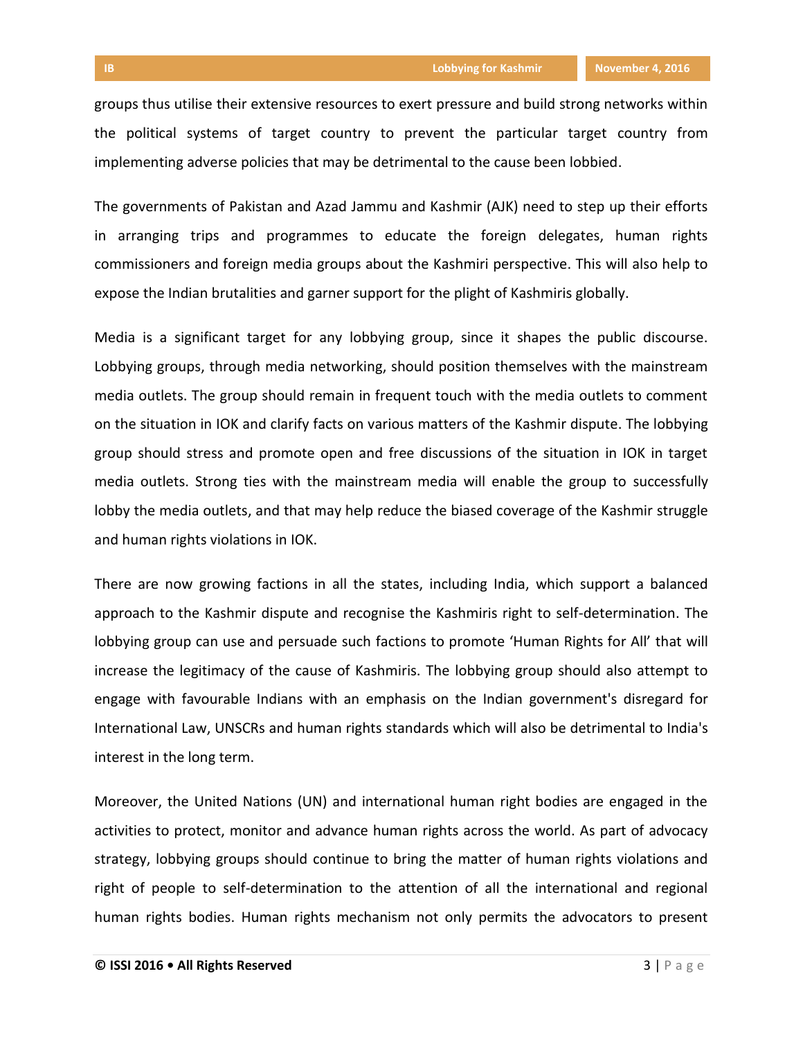groups thus utilise their extensive resources to exert pressure and build strong networks within the political systems of target country to prevent the particular target country from implementing adverse policies that may be detrimental to the cause been lobbied.

The governments of Pakistan and Azad Jammu and Kashmir (AJK) need to step up their efforts in arranging trips and programmes to educate the foreign delegates, human rights commissioners and foreign media groups about the Kashmiri perspective. This will also help to expose the Indian brutalities and garner support for the plight of Kashmiris globally.

Media is a significant target for any lobbying group, since it shapes the public discourse. Lobbying groups, through media networking, should position themselves with the mainstream media outlets. The group should remain in frequent touch with the media outlets to comment on the situation in IOK and clarify facts on various matters of the Kashmir dispute. The lobbying group should stress and promote open and free discussions of the situation in IOK in target media outlets. Strong ties with the mainstream media will enable the group to successfully lobby the media outlets, and that may help reduce the biased coverage of the Kashmir struggle and human rights violations in IOK.

There are now growing factions in all the states, including India, which support a balanced approach to the Kashmir dispute and recognise the Kashmiris right to self-determination. The lobbying group can use and persuade such factions to promote 'Human Rights for All' that will increase the legitimacy of the cause of Kashmiris. The lobbying group should also attempt to engage with favourable Indians with an emphasis on the Indian government's disregard for International Law, UNSCRs and human rights standards which will also be detrimental to India's interest in the long term.

Moreover, the United Nations (UN) and international human right bodies are engaged in the activities to protect, monitor and advance human rights across the world. As part of advocacy strategy, lobbying groups should continue to bring the matter of human rights violations and right of people to self-determination to the attention of all the international and regional human rights bodies. Human rights mechanism not only permits the advocators to present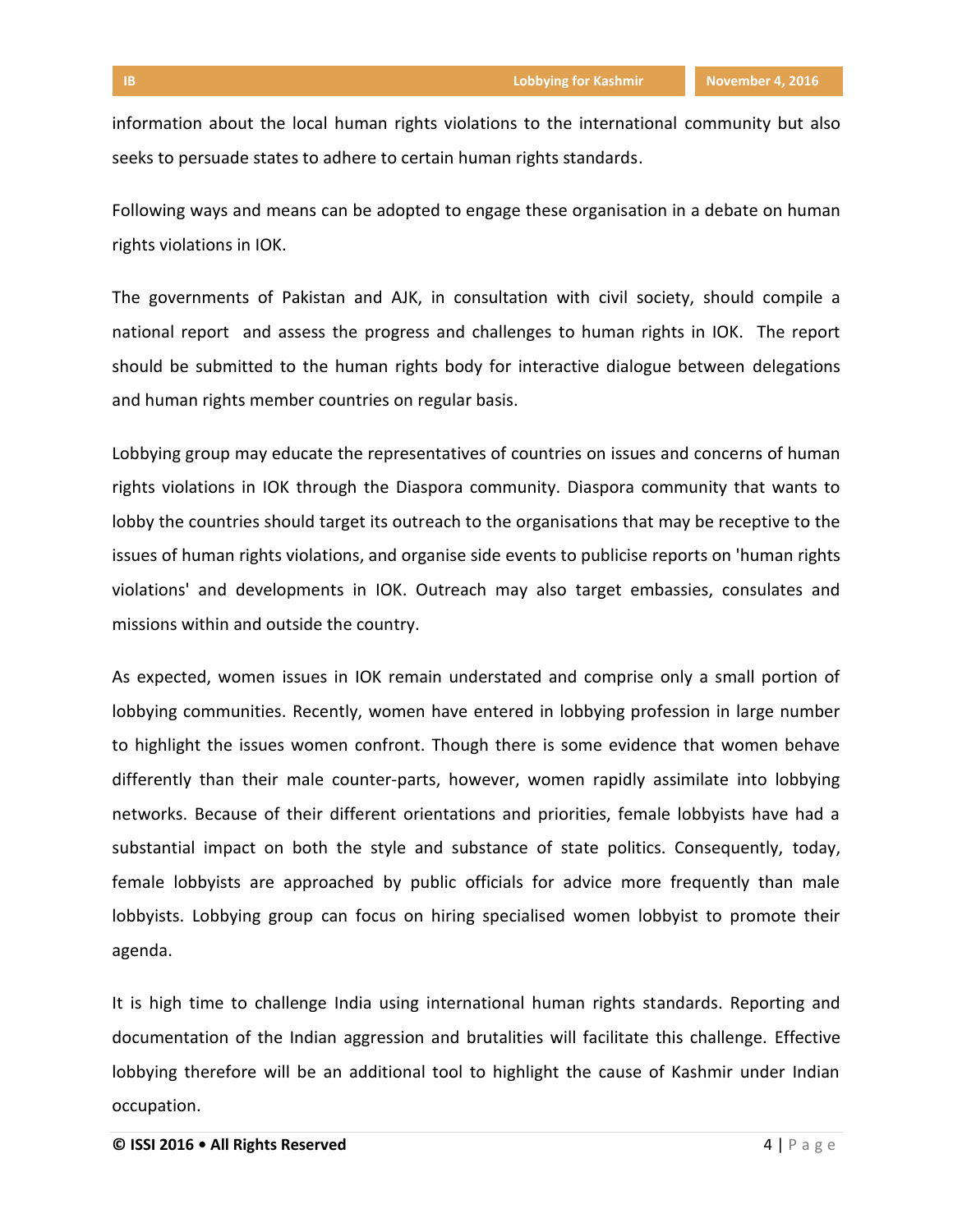information about the local human rights violations to the international community but also seeks to persuade states to adhere to certain human rights standards.

Following ways and means can be adopted to engage these organisation in a debate on human rights violations in IOK.

The governments of Pakistan and AJK, in consultation with civil society, should compile a national report and assess the progress and challenges to human rights in IOK. The report should be submitted to the human rights body for interactive dialogue between delegations and human rights member countries on regular basis.

Lobbying group may educate the representatives of countries on issues and concerns of human rights violations in IOK through the Diaspora community. Diaspora community that wants to lobby the countries should target its outreach to the organisations that may be receptive to the issues of human rights violations, and organise side events to publicise reports on 'human rights violations' and developments in IOK. Outreach may also target embassies, consulates and missions within and outside the country.

As expected, women issues in IOK remain understated and comprise only a small portion of lobbying communities. Recently, women have entered in lobbying profession in large number to highlight the issues women confront. Though there is some evidence that women behave differently than their male counter-parts, however, women rapidly assimilate into lobbying networks. Because of their different orientations and priorities, female lobbyists have had a substantial impact on both the style and substance of state politics. Consequently, today, female lobbyists are approached by public officials for advice more frequently than male lobbyists. Lobbying group can focus on hiring specialised women lobbyist to promote their agenda.

It is high time to challenge India using international human rights standards. Reporting and documentation of the Indian aggression and brutalities will facilitate this challenge. Effective lobbying therefore will be an additional tool to highlight the cause of Kashmir under Indian occupation.

**© ISSI 2016 • All Rights Reserved**